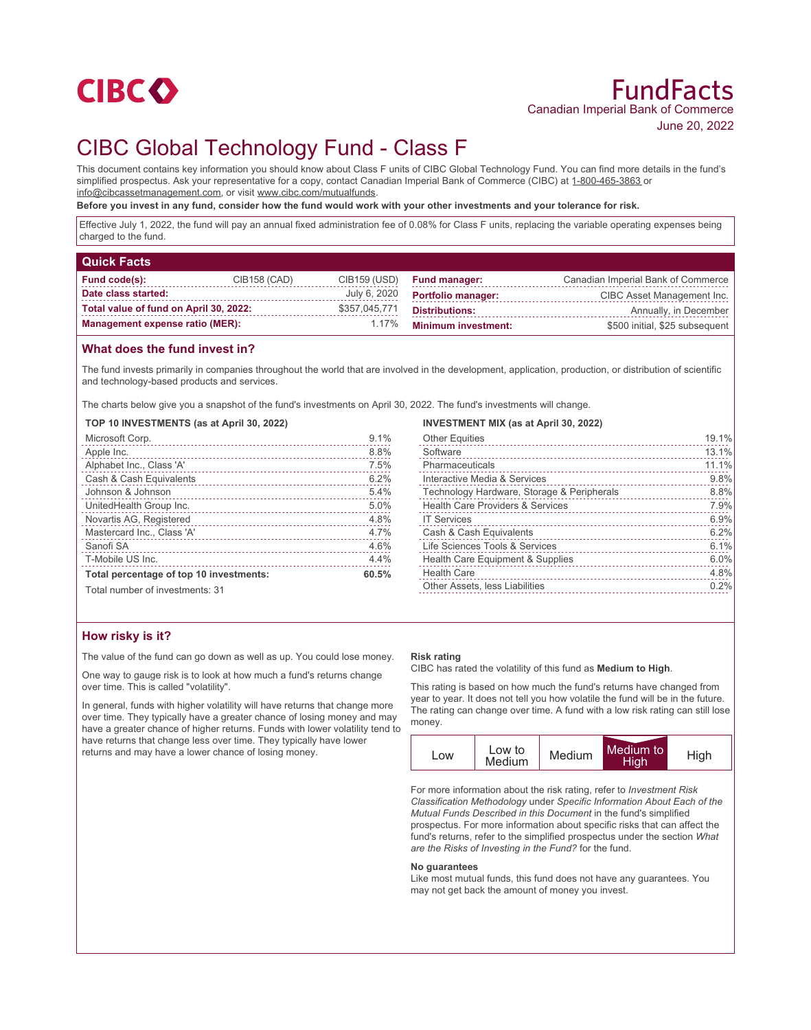CIBC

# FundFacts

Canadian Imperial Bank of Commerce

June 20, 2022

# CIBC Global Technology Fund - Class F

This document contains key information you should know about Class F units of CIBC Global Technology Fund. You can find more details in the fund's simplified prospectus. Ask your representative for a copy, contact Canadian Imperial Bank of Commerce (CIBC) at 1-800-465-3863 or info@cibcassetmanagement.com, or visit www.cibc.com/mutualfunds.

**Before you invest in any fund, consider how the fund would work with your other investments and your tolerance for risk.**

Effective July 1, 2022, the fund will pay an annual fixed administration fee of 0.08% for Class F units, replacing the variable operating expenses being charged to the fund.

## Quick Facts

| | | | | |
|---|---|---|---|---|
| **Fund code(s):** | CIB158 (CAD) | CIB159 (USD) | **Fund manager:** | Canadian Imperial Bank of Commerce |
| **Date class started:** | | July 6, 2020 | **Portfolio manager:** | CIBC Asset Management Inc. |
| **Total value of fund on April 30, 2022:** | | $357,045,771 | **Distributions:** | Annually, in December |
| **Management expense ratio (MER):** | | 1.17% | **Minimum investment:** | $500 initial, $25 subsequent |

## What does the fund invest in?

The fund invests primarily in companies throughout the world that are involved in the development, application, production, or distribution of scientific and technology-based products and services.

The charts below give you a snapshot of the fund's investments on April 30, 2022. The fund's investments will change.

**TOP 10 INVESTMENTS (as at April 30, 2022)**

| Investment | % |
|---|---|
| Microsoft Corp. | 9.1% |
| Apple Inc. | 8.8% |
| Alphabet Inc., Class 'A' | 7.5% |
| Cash & Cash Equivalents | 6.2% |
| Johnson & Johnson | 5.4% |
| UnitedHealth Group Inc. | 5.0% |
| Novartis AG, Registered | 4.8% |
| Mastercard Inc., Class 'A' | 4.7% |
| Sanofi SA | 4.6% |
| T-Mobile US Inc. | 4.4% |
| **Total percentage of top 10 investments:** | **60.5%** |

Total number of investments: 31

**INVESTMENT MIX (as at April 30, 2022)**

| Sector | % |
|---|---|
| Other Equities | 19.1% |
| Software | 13.1% |
| Pharmaceuticals | 11.1% |
| Interactive Media & Services | 9.8% |
| Technology Hardware, Storage & Peripherals | 8.8% |
| Health Care Providers & Services | 7.9% |
| IT Services | 6.9% |
| Cash & Cash Equivalents | 6.2% |
| Life Sciences Tools & Services | 6.1% |
| Health Care Equipment & Supplies | 6.0% |
| Health Care | 4.8% |
| Other Assets, less Liabilities | 0.2% |

## How risky is it?

The value of the fund can go down as well as up. You could lose money.

One way to gauge risk is to look at how much a fund's returns change over time. This is called "volatility".

In general, funds with higher volatility will have returns that change more over time. They typically have a greater chance of losing money and may have a greater chance of higher returns. Funds with lower volatility tend to have returns that change less over time. They typically have lower returns and may have a lower chance of losing money.

### Risk rating

CIBC has rated the volatility of this fund as **Medium to High**.

This rating is based on how much the fund's returns have changed from year to year. It does not tell you how volatile the fund will be in the future. The rating can change over time. A fund with a low risk rating can still lose money.

| Low | Low to Medium | Medium | **Medium to High** | High |
|---|---|---|---|---|

For more information about the risk rating, refer to *Investment Risk Classification Methodology* under *Specific Information About Each of the Mutual Funds Described in this Document* in the fund's simplified prospectus. For more information about specific risks that can affect the fund's returns, refer to the simplified prospectus under the section *What are the Risks of Investing in the Fund?* for the fund.

### No guarantees

Like most mutual funds, this fund does not have any guarantees. You may not get back the amount of money you invest.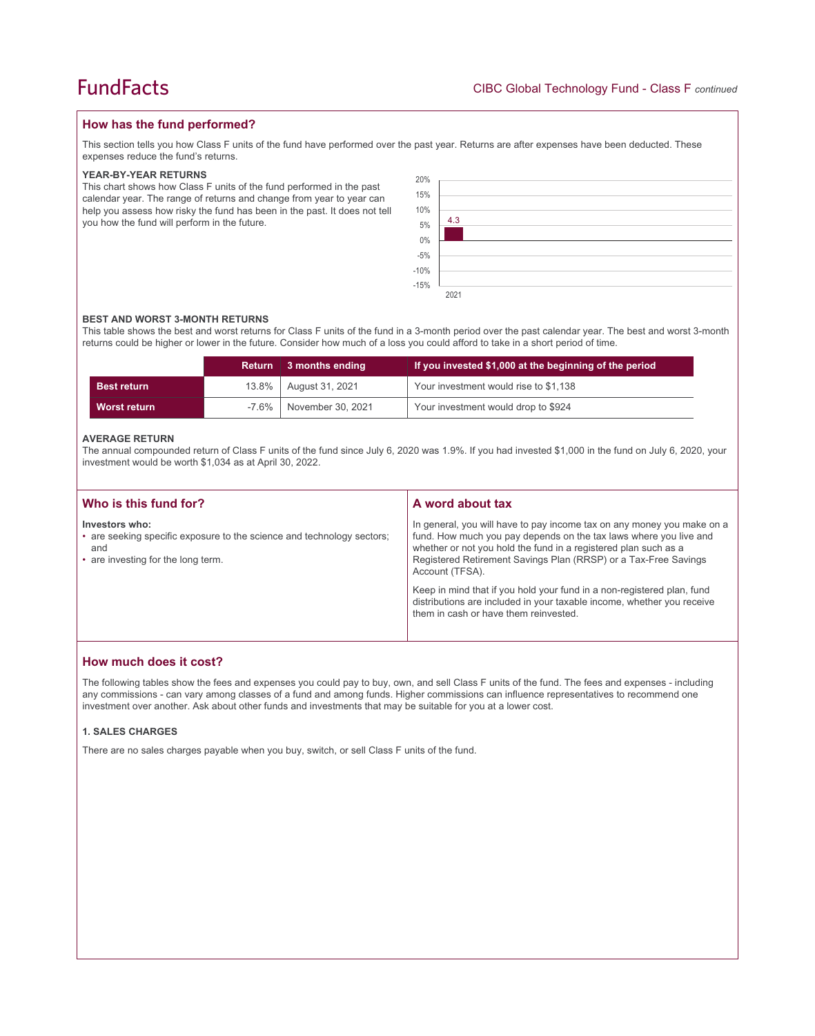## How has the fund performed?

This section tells you how Class F units of the fund have performed over the past year. Returns are after expenses have been deducted. These expenses reduce the fund's returns.

### YEAR-BY-YEAR RETURNS

This chart shows how Class F units of the fund performed in the past calendar year. The range of returns and change from year to year can help you assess how risky the fund has been in the past. It does not tell you how the fund will perform in the future.

| Year | Return (%) |
|---|---|
| 2021 | 4.3 |

### BEST AND WORST 3-MONTH RETURNS

This table shows the best and worst returns for Class F units of the fund in a 3-month period over the past calendar year. The best and worst 3-month returns could be higher or lower in the future. Consider how much of a loss you could afford to take in a short period of time.

| | Return | 3 months ending | If you invested $1,000 at the beginning of the period |
|---|---|---|---|
| **Best return** | 13.8% | August 31, 2021 | Your investment would rise to $1,138 |
| **Worst return** | -7.6% | November 30, 2021 | Your investment would drop to $924 |

### AVERAGE RETURN

The annual compounded return of Class F units of the fund since July 6, 2020 was 1.9%. If you had invested $1,000 in the fund on July 6, 2020, your investment would be worth $1,034 as at April 30, 2022.

## Who is this fund for?

**Investors who:**

- are seeking specific exposure to the science and technology sectors; and
- are investing for the long term.

## A word about tax

In general, you will have to pay income tax on any money you make on a fund. How much you pay depends on the tax laws where you live and whether or not you hold the fund in a registered plan such as a Registered Retirement Savings Plan (RRSP) or a Tax-Free Savings Account (TFSA).

Keep in mind that if you hold your fund in a non-registered plan, fund distributions are included in your taxable income, whether you receive them in cash or have them reinvested.

## How much does it cost?

The following tables show the fees and expenses you could pay to buy, own, and sell Class F units of the fund. The fees and expenses - including any commissions - can vary among classes of a fund and among funds. Higher commissions can influence representatives to recommend one investment over another. Ask about other funds and investments that may be suitable for you at a lower cost.

### 1. SALES CHARGES

There are no sales charges payable when you buy, switch, or sell Class F units of the fund.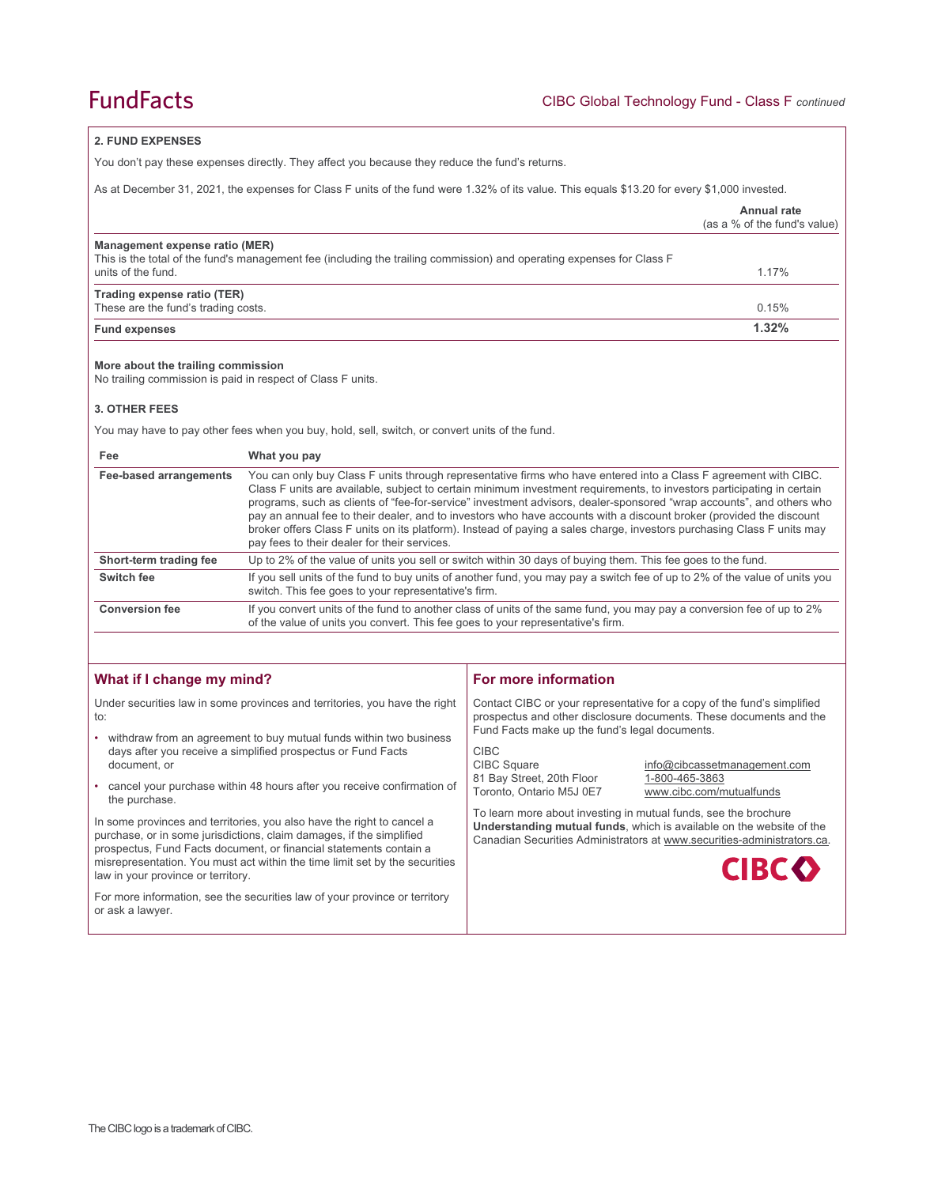## 2. FUND EXPENSES

You don't pay these expenses directly. They affect you because they reduce the fund's returns.

As at December 31, 2021, the expenses for Class F units of the fund were 1.32% of its value. This equals $13.20 for every $1,000 invested.

| | Annual rate (as a % of the fund's value) |
|---|---|
| **Management expense ratio (MER)**<br>This is the total of the fund's management fee (including the trailing commission) and operating expenses for Class F units of the fund. | 1.17% |
| **Trading expense ratio (TER)**<br>These are the fund's trading costs. | 0.15% |
| **Fund expenses** | **1.32%** |

**More about the trailing commission**
No trailing commission is paid in respect of Class F units.

## 3. OTHER FEES

You may have to pay other fees when you buy, hold, sell, switch, or convert units of the fund.

| Fee | What you pay |
|---|---|
| **Fee-based arrangements** | You can only buy Class F units through representative firms who have entered into a Class F agreement with CIBC. Class F units are available, subject to certain minimum investment requirements, to investors participating in certain programs, such as clients of "fee-for-service" investment advisors, dealer-sponsored "wrap accounts", and others who pay an annual fee to their dealer, and to investors who have accounts with a discount broker (provided the discount broker offers Class F units on its platform). Instead of paying a sales charge, investors purchasing Class F units may pay fees to their dealer for their services. |
| **Short-term trading fee** | Up to 2% of the value of units you sell or switch within 30 days of buying them. This fee goes to the fund. |
| **Switch fee** | If you sell units of the fund to buy units of another fund, you may pay a switch fee of up to 2% of the value of units you switch. This fee goes to your representative's firm. |
| **Conversion fee** | If you convert units of the fund to another class of units of the same fund, you may pay a conversion fee of up to 2% of the value of units you convert. This fee goes to your representative's firm. |

## What if I change my mind?

Under securities law in some provinces and territories, you have the right to:

- withdraw from an agreement to buy mutual funds within two business days after you receive a simplified prospectus or Fund Facts document, or
- cancel your purchase within 48 hours after you receive confirmation of the purchase.

In some provinces and territories, you also have the right to cancel a purchase, or in some jurisdictions, claim damages, if the simplified prospectus, Fund Facts document, or financial statements contain a misrepresentation. You must act within the time limit set by the securities law in your province or territory.

For more information, see the securities law of your province or territory or ask a lawyer.

## For more information

Contact CIBC or your representative for a copy of the fund's simplified prospectus and other disclosure documents. These documents and the Fund Facts make up the fund's legal documents.

CIBC
CIBC Square
81 Bay Street, 20th Floor
Toronto, Ontario M5J 0E7

info@cibcassetmanagement.com
1-800-465-3863
www.cibc.com/mutualfunds

To learn more about investing in mutual funds, see the brochure **Understanding mutual funds**, which is available on the website of the Canadian Securities Administrators at www.securities-administrators.ca.

CIBC

The CIBC logo is a trademark of CIBC.